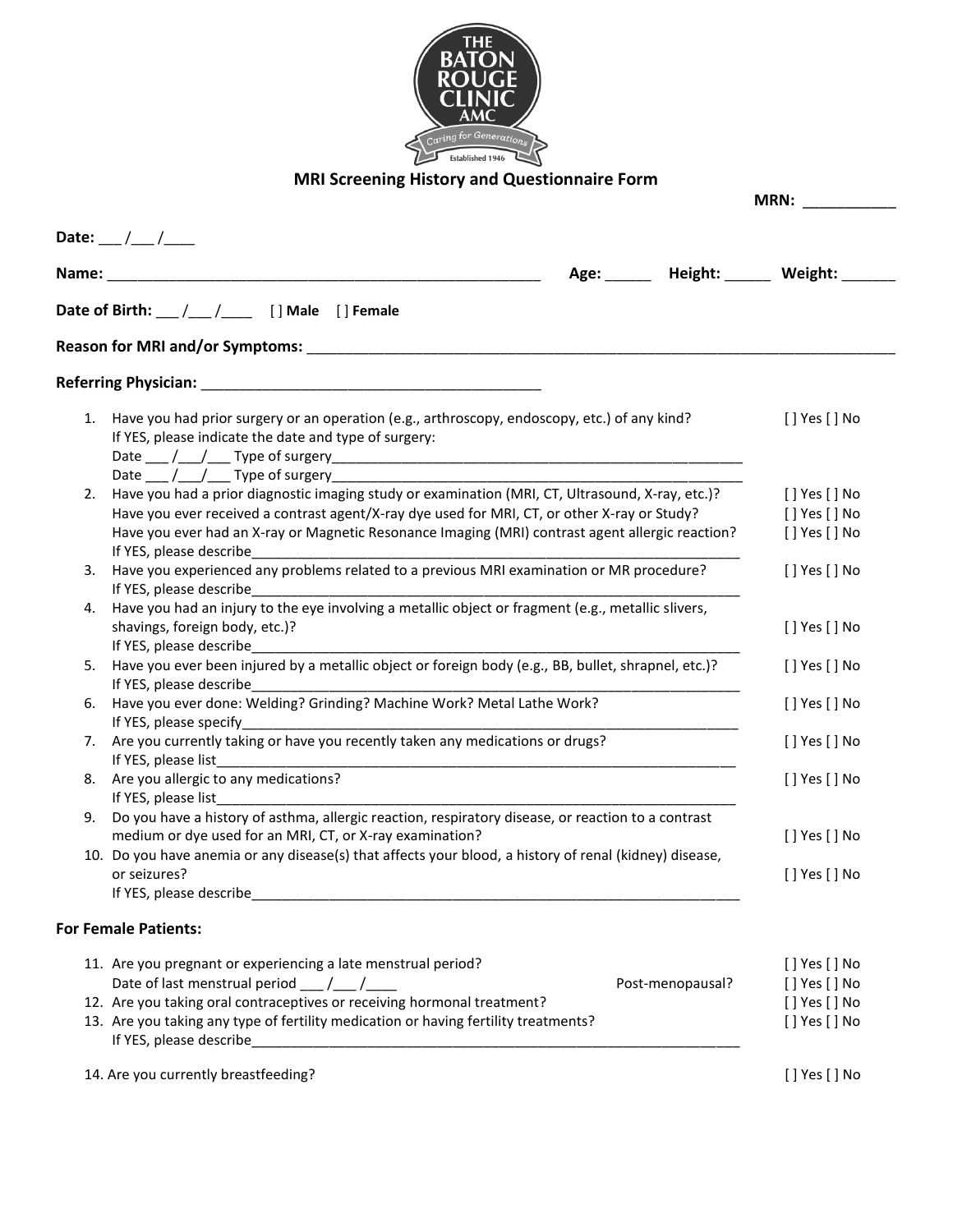THE BATON ROUGE CLINIC AMC

Caring for Generations

Established 1946

## MRI Screening History and Questionnaire Form

**MRN:** ___________

**Date:** ___ /___ /____

**Name:** _____________________________________________________ **Age:** _____ **Height:** _____ **Weight:** ______

**Date of Birth:** ___ /___ /____ [ ] **Male** [ ] **Female**

**Reason for MRI and/or Symptoms:** ___________________________________________________________________________

**Referring Physician:** __________________________________________

1. Have you had prior surgery or an operation (e.g., arthroscopy, endoscopy, etc.) of any kind? [ ] Yes [ ] No
   If YES, please indicate the date and type of surgery:
   Date ___ /___/___ Type of surgery_______________________________________________________
   Date ___ /___/___ Type of surgery_______________________________________________________
2. Have you had a prior diagnostic imaging study or examination (MRI, CT, Ultrasound, X-ray, etc.)? [ ] Yes [ ] No
   Have you ever received a contrast agent/X-ray dye used for MRI, CT, or other X-ray or Study? [ ] Yes [ ] No
   Have you ever had an X-ray or Magnetic Resonance Imaging (MRI) contrast agent allergic reaction? [ ] Yes [ ] No
   If YES, please describe_________________________________________________________________
3. Have you experienced any problems related to a previous MRI examination or MR procedure? [ ] Yes [ ] No
   If YES, please describe_________________________________________________________________
4. Have you had an injury to the eye involving a metallic object or fragment (e.g., metallic slivers, shavings, foreign body, etc.)? [ ] Yes [ ] No
   If YES, please describe_________________________________________________________________
5. Have you ever been injured by a metallic object or foreign body (e.g., BB, bullet, shrapnel, etc.)? [ ] Yes [ ] No
   If YES, please describe_________________________________________________________________
6. Have you ever done: Welding? Grinding? Machine Work? Metal Lathe Work? [ ] Yes [ ] No
   If YES, please specify__________________________________________________________________
7. Are you currently taking or have you recently taken any medications or drugs? [ ] Yes [ ] No
   If YES, please list_____________________________________________________________________
8. Are you allergic to any medications? [ ] Yes [ ] No
   If YES, please list_____________________________________________________________________
9. Do you have a history of asthma, allergic reaction, respiratory disease, or reaction to a contrast medium or dye used for an MRI, CT, or X-ray examination? [ ] Yes [ ] No
10. Do you have anemia or any disease(s) that affects your blood, a history of renal (kidney) disease, or seizures? [ ] Yes [ ] No
    If YES, please describe_________________________________________________________________

**For Female Patients:**

11. Are you pregnant or experiencing a late menstrual period? [ ] Yes [ ] No
    Date of last menstrual period ___ /___ /____ Post-menopausal? [ ] Yes [ ] No
12. Are you taking oral contraceptives or receiving hormonal treatment? [ ] Yes [ ] No
13. Are you taking any type of fertility medication or having fertility treatments? [ ] Yes [ ] No
    If YES, please describe_________________________________________________________________

14. Are you currently breastfeeding? [ ] Yes [ ] No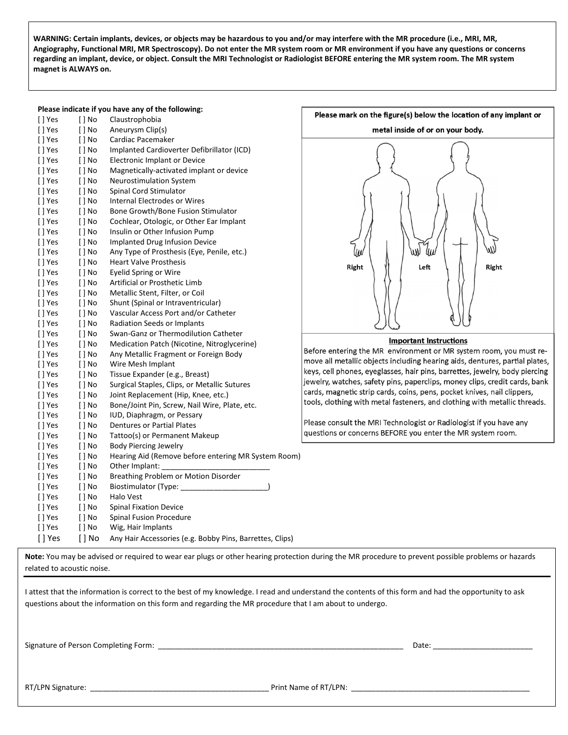**WARNING: Certain implants, devices, or objects may be hazardous to you and/or may interfere with the MR procedure (i.e., MRI, MR, Angiography, Functional MRI, MR Spectroscopy). Do not enter the MR system room or MR environment if you have any questions or concerns regarding an implant, device, or object. Consult the MRI Technologist or Radiologist BEFORE entering the MR system room. The MR system magnet is ALWAYS on.**

**Please indicate if you have any of the following:**

[] Yes [] No Claustrophobia
[] Yes [] No Aneurysm Clip(s)
[] Yes [] No Cardiac Pacemaker
[] Yes [] No Implanted Cardioverter Defibrillator (ICD)
[] Yes [] No Electronic Implant or Device
[] Yes [] No Magnetically-activated implant or device
[] Yes [] No Neurostimulation System
[] Yes [] No Spinal Cord Stimulator
[] Yes [] No Internal Electrodes or Wires
[] Yes [] No Bone Growth/Bone Fusion Stimulator
[] Yes [] No Cochlear, Otologic, or Other Ear Implant
[] Yes [] No Insulin or Other Infusion Pump
[] Yes [] No Implanted Drug Infusion Device
[] Yes [] No Any Type of Prosthesis (Eye, Penile, etc.)
[] Yes [] No Heart Valve Prosthesis
[] Yes [] No Eyelid Spring or Wire
[] Yes [] No Artificial or Prosthetic Limb
[] Yes [] No Metallic Stent, Filter, or Coil
[] Yes [] No Shunt (Spinal or Intraventricular)
[] Yes [] No Vascular Access Port and/or Catheter
[] Yes [] No Radiation Seeds or Implants
[] Yes [] No Swan-Ganz or Thermodilution Catheter
[] Yes [] No Medication Patch (Nicotine, Nitroglycerine)
[] Yes [] No Any Metallic Fragment or Foreign Body
[] Yes [] No Wire Mesh Implant
[] Yes [] No Tissue Expander (e.g., Breast)
[] Yes [] No Surgical Staples, Clips, or Metallic Sutures
[] Yes [] No Joint Replacement (Hip, Knee, etc.)
[] Yes [] No Bone/Joint Pin, Screw, Nail Wire, Plate, etc.
[] Yes [] No IUD, Diaphragm, or Pessary
[] Yes [] No Dentures or Partial Plates
[] Yes [] No Tattoo(s) or Permanent Makeup
[] Yes [] No Body Piercing Jewelry
[] Yes [] No Hearing Aid (Remove before entering MR System Room)
[] Yes [] No Other Implant: ___________________________
[] Yes [] No Breathing Problem or Motion Disorder
[] Yes [] No Biostimulator (Type: _____________________)
[] Yes [] No Halo Vest
[] Yes [] No Spinal Fixation Device
[] Yes [] No Spinal Fusion Procedure
[] Yes [] No Wig, Hair Implants
[] Yes [] No Any Hair Accessories (e.g. Bobby Pins, Barrettes, Clips)

**Please mark on the figure(s) below the location of any implant or metal inside of or on your body.**

Right Left Right

**Important Instructions**

Before entering the MR environment or MR system room, you must remove all metallic objects including hearing aids, dentures, partial plates, keys, cell phones, eyeglasses, hair pins, barrettes, jewelry, body piercing jewelry, watches, safety pins, paperclips, money clips, credit cards, bank cards, magnetic strip cards, coins, pens, pocket knives, nail clippers, tools, clothing with metal fasteners, and clothing with metallic threads.

Please consult the MRI Technologist or Radiologist if you have any questions or concerns BEFORE you enter the MR system room.

**Note:** You may be advised or required to wear ear plugs or other hearing protection during the MR procedure to prevent possible problems or hazards related to acoustic noise.

I attest that the information is correct to the best of my knowledge. I read and understand the contents of this form and had the opportunity to ask questions about the information on this form and regarding the MR procedure that I am about to undergo.

Signature of Person Completing Form: ______________________________________________________________ Date: ________________________

RT/LPN Signature: ___________________________________________ Print Name of RT/LPN: ____________________________________________